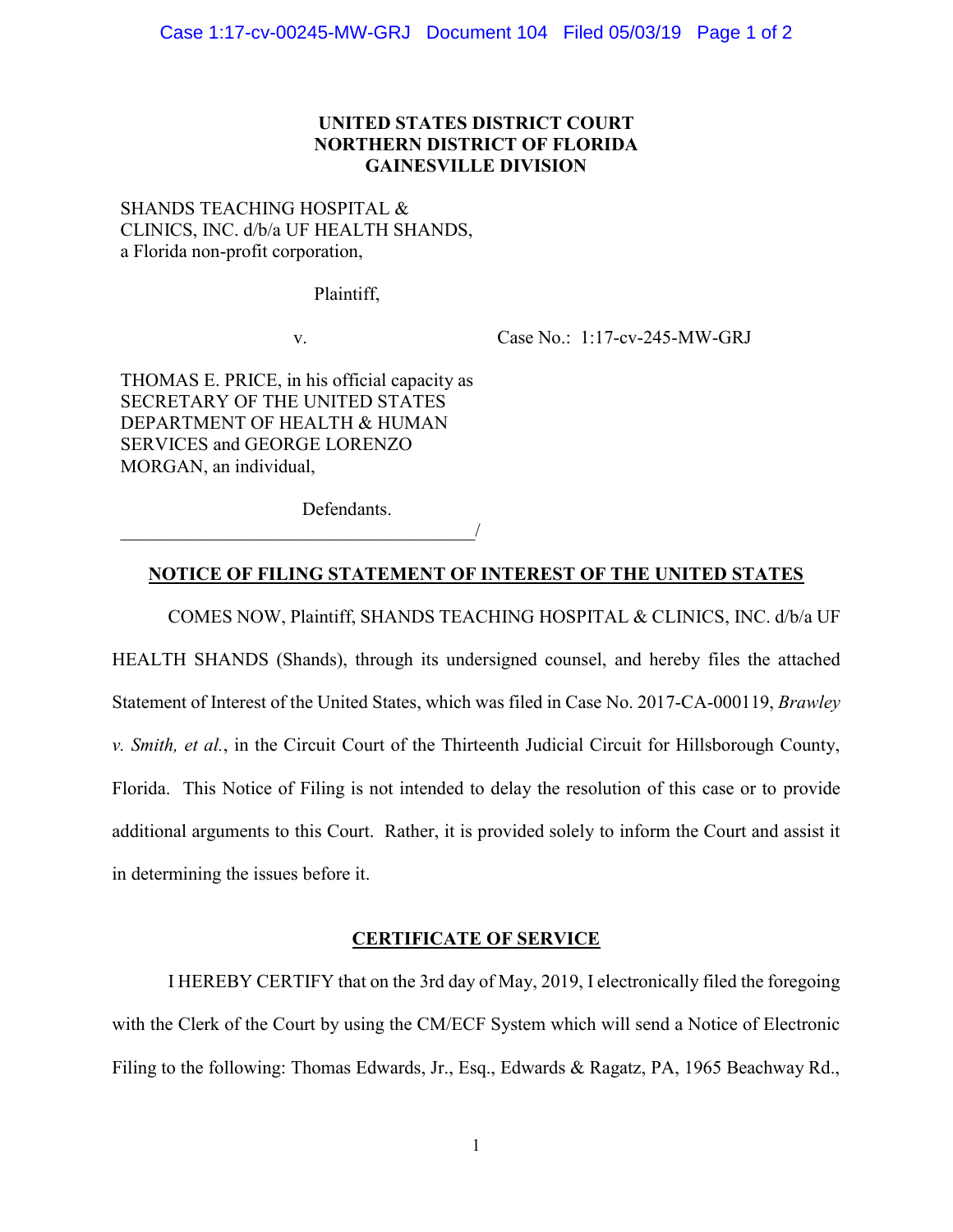**UNITED STATES DISTRICT COURT**
**NORTHERN DISTRICT OF FLORIDA**
**GAINESVILLE DIVISION**

SHANDS TEACHING HOSPITAL & CLINICS, INC. d/b/a UF HEALTH SHANDS, a Florida non-profit corporation,

Plaintiff,

v. Case No.: 1:17-cv-245-MW-GRJ

THOMAS E. PRICE, in his official capacity as SECRETARY OF THE UNITED STATES DEPARTMENT OF HEALTH & HUMAN SERVICES and GEORGE LORENZO MORGAN, an individual,

Defendants.
_______________________________________/

## NOTICE OF FILING STATEMENT OF INTEREST OF THE UNITED STATES

COMES NOW, Plaintiff, SHANDS TEACHING HOSPITAL & CLINICS, INC. d/b/a UF HEALTH SHANDS (Shands), through its undersigned counsel, and hereby files the attached Statement of Interest of the United States, which was filed in Case No. 2017-CA-000119, *Brawley v. Smith, et al.*, in the Circuit Court of the Thirteenth Judicial Circuit for Hillsborough County, Florida. This Notice of Filing is not intended to delay the resolution of this case or to provide additional arguments to this Court. Rather, it is provided solely to inform the Court and assist it in determining the issues before it.

## CERTIFICATE OF SERVICE

I HEREBY CERTIFY that on the 3rd day of May, 2019, I electronically filed the foregoing with the Clerk of the Court by using the CM/ECF System which will send a Notice of Electronic Filing to the following: Thomas Edwards, Jr., Esq., Edwards & Ragatz, PA, 1965 Beachway Rd.,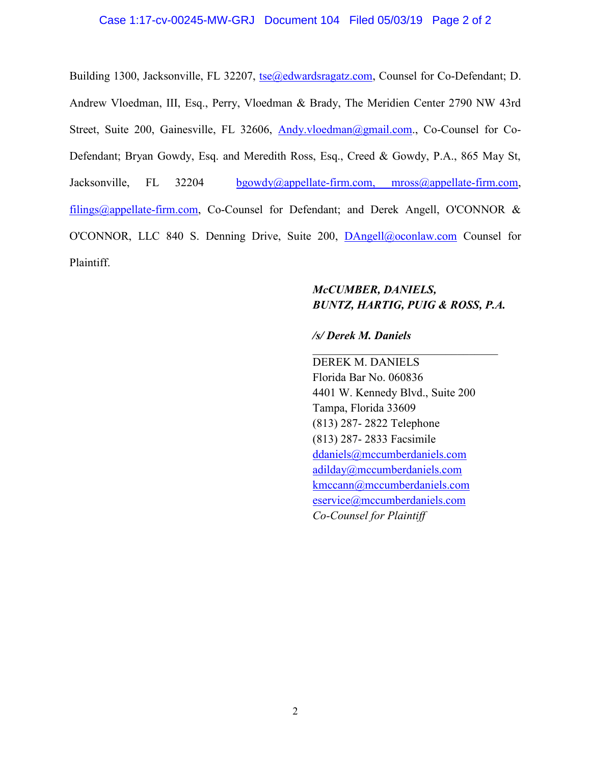Building 1300, Jacksonville, FL 32207, tse@edwardsragatz.com, Counsel for Co-Defendant; D. Andrew Vloedman, III, Esq., Perry, Vloedman & Brady, The Meridien Center 2790 NW 43rd Street, Suite 200, Gainesville, FL 32606, Andy.vloedman@gmail.com., Co-Counsel for Co-Defendant; Bryan Gowdy, Esq. and Meredith Ross, Esq., Creed & Gowdy, P.A., 865 May St, Jacksonville, FL 32204 bgowdy@appellate-firm.com, mross@appellate-firm.com, filings@appellate-firm.com, Co-Counsel for Defendant; and Derek Angell, O'CONNOR & O'CONNOR, LLC 840 S. Denning Drive, Suite 200, DAngell@oconlaw.com Counsel for Plaintiff.

***McCUMBER, DANIELS, BUNTZ, HARTIG, PUIG & ROSS, P.A.***

***/s/ Derek M. Daniels***

DEREK M. DANIELS
Florida Bar No. 060836
4401 W. Kennedy Blvd., Suite 200
Tampa, Florida 33609
(813) 287- 2822 Telephone
(813) 287- 2833 Facsimile
ddaniels@mccumberdaniels.com
adilday@mccumberdaniels.com
kmccann@mccumberdaniels.com
eservice@mccumberdaniels.com
*Co-Counsel for Plaintiff*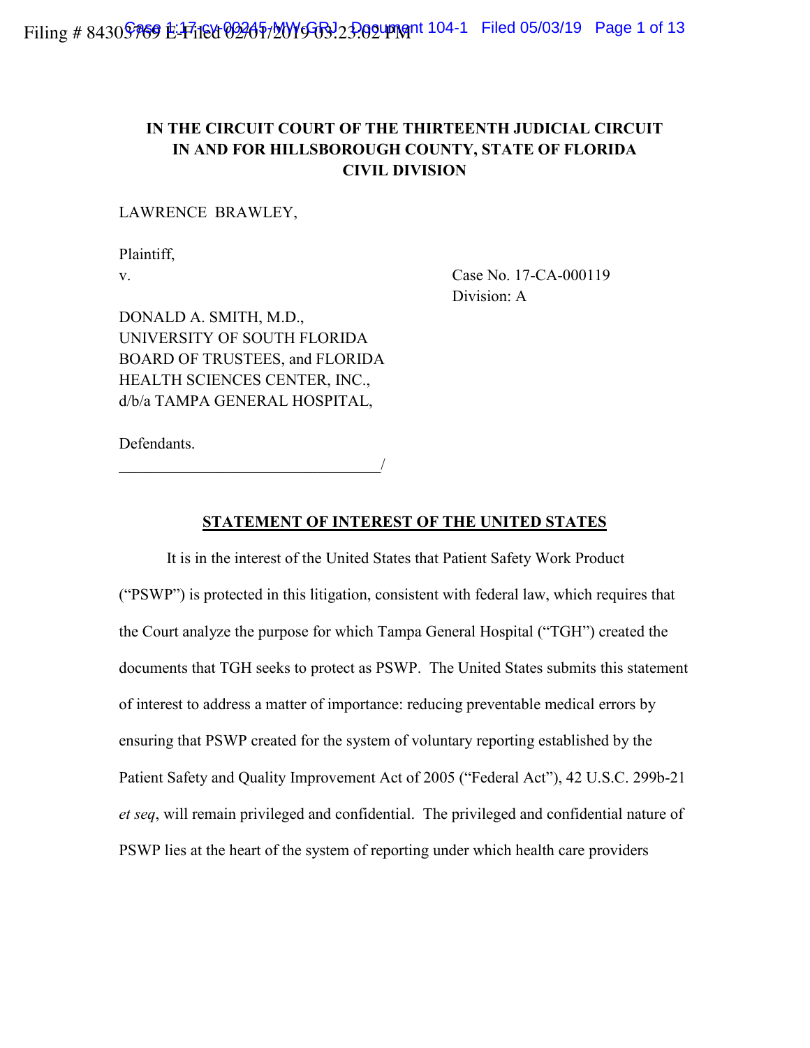**IN THE CIRCUIT COURT OF THE THIRTEENTH JUDICIAL CIRCUIT IN AND FOR HILLSBOROUGH COUNTY, STATE OF FLORIDA CIVIL DIVISION**

LAWRENCE BRAWLEY,

Plaintiff,
v.

Case No. 17-CA-000119
Division: A

DONALD A. SMITH, M.D., UNIVERSITY OF SOUTH FLORIDA BOARD OF TRUSTEES, and FLORIDA HEALTH SCIENCES CENTER, INC., d/b/a TAMPA GENERAL HOSPITAL,

Defendants.
_________________________________/

**STATEMENT OF INTEREST OF THE UNITED STATES**

It is in the interest of the United States that Patient Safety Work Product ("PSWP") is protected in this litigation, consistent with federal law, which requires that the Court analyze the purpose for which Tampa General Hospital ("TGH") created the documents that TGH seeks to protect as PSWP. The United States submits this statement of interest to address a matter of importance: reducing preventable medical errors by ensuring that PSWP created for the system of voluntary reporting established by the Patient Safety and Quality Improvement Act of 2005 ("Federal Act"), 42 U.S.C. 299b-21 *et seq*, will remain privileged and confidential. The privileged and confidential nature of PSWP lies at the heart of the system of reporting under which health care providers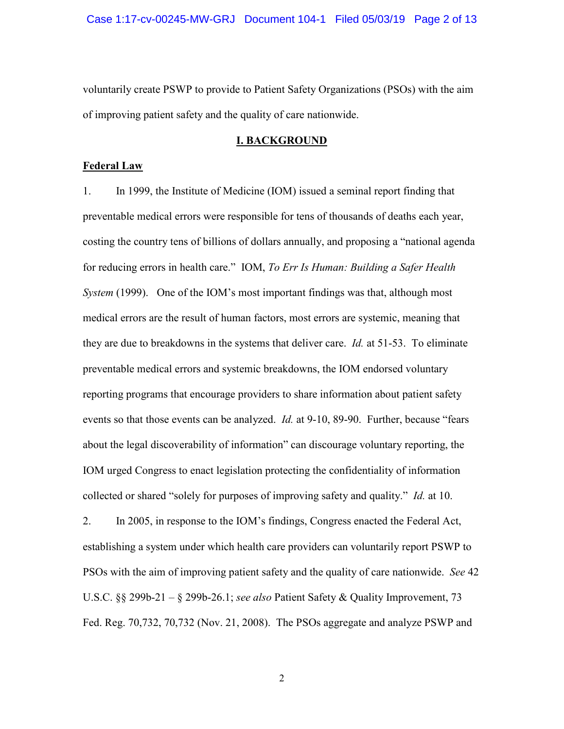voluntarily create PSWP to provide to Patient Safety Organizations (PSOs) with the aim of improving patient safety and the quality of care nationwide.

## I. BACKGROUND

**Federal Law**

1. In 1999, the Institute of Medicine (IOM) issued a seminal report finding that preventable medical errors were responsible for tens of thousands of deaths each year, costing the country tens of billions of dollars annually, and proposing a "national agenda for reducing errors in health care." IOM, *To Err Is Human: Building a Safer Health System* (1999). One of the IOM's most important findings was that, although most medical errors are the result of human factors, most errors are systemic, meaning that they are due to breakdowns in the systems that deliver care. *Id.* at 51-53. To eliminate preventable medical errors and systemic breakdowns, the IOM endorsed voluntary reporting programs that encourage providers to share information about patient safety events so that those events can be analyzed. *Id.* at 9-10, 89-90. Further, because "fears about the legal discoverability of information" can discourage voluntary reporting, the IOM urged Congress to enact legislation protecting the confidentiality of information collected or shared "solely for purposes of improving safety and quality." *Id.* at 10.

2. In 2005, in response to the IOM's findings, Congress enacted the Federal Act, establishing a system under which health care providers can voluntarily report PSWP to PSOs with the aim of improving patient safety and the quality of care nationwide. *See* 42 U.S.C. §§ 299b-21 – § 299b-26.1; *see also* Patient Safety & Quality Improvement, 73 Fed. Reg. 70,732, 70,732 (Nov. 21, 2008). The PSOs aggregate and analyze PSWP and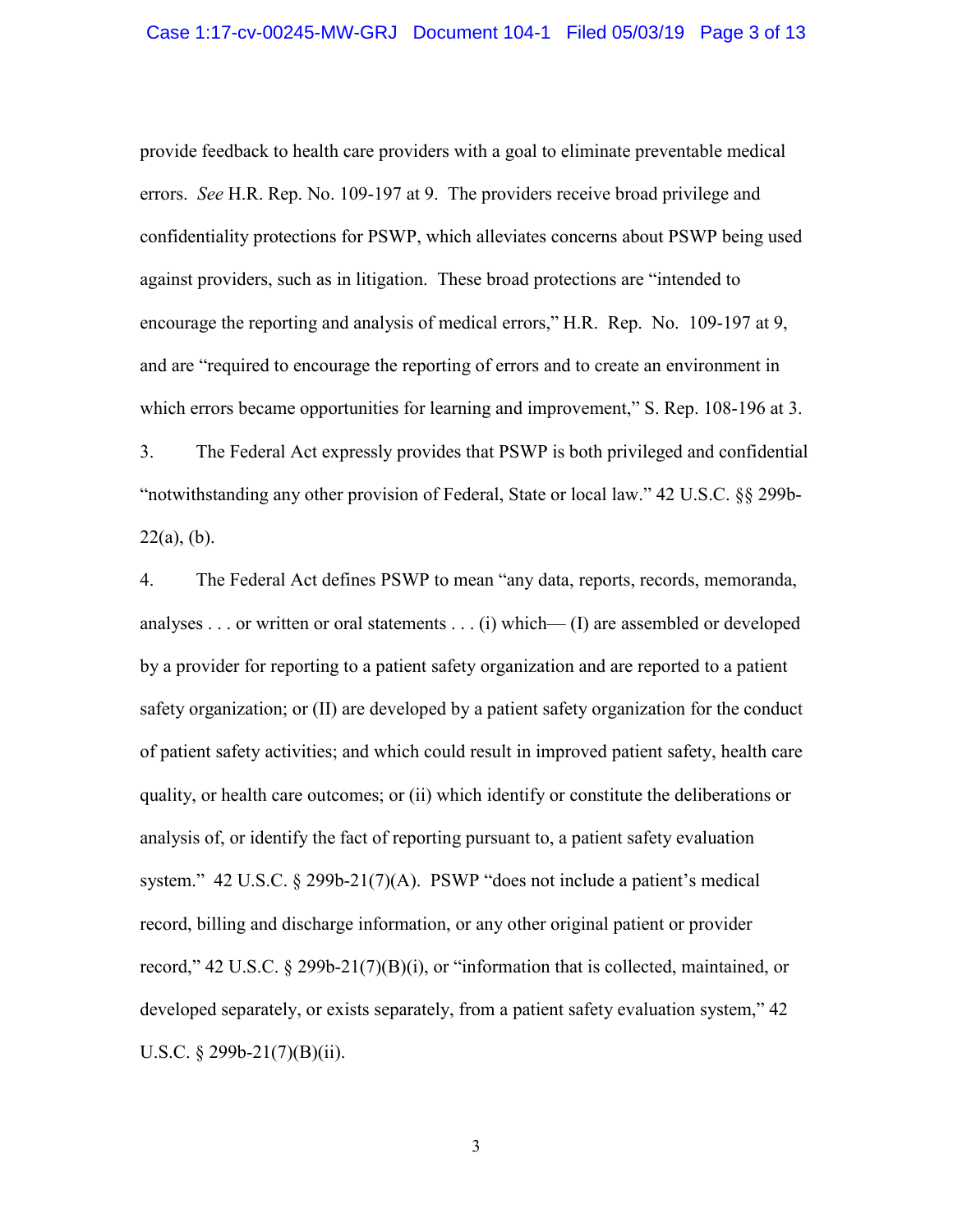provide feedback to health care providers with a goal to eliminate preventable medical errors. *See* H.R. Rep. No. 109-197 at 9. The providers receive broad privilege and confidentiality protections for PSWP, which alleviates concerns about PSWP being used against providers, such as in litigation. These broad protections are "intended to encourage the reporting and analysis of medical errors," H.R. Rep. No. 109-197 at 9, and are "required to encourage the reporting of errors and to create an environment in which errors became opportunities for learning and improvement," S. Rep. 108-196 at 3.

3. The Federal Act expressly provides that PSWP is both privileged and confidential "notwithstanding any other provision of Federal, State or local law." 42 U.S.C. §§ 299b-22(a), (b).

4. The Federal Act defines PSWP to mean "any data, reports, records, memoranda, analyses . . . or written or oral statements . . . (i) which— (I) are assembled or developed by a provider for reporting to a patient safety organization and are reported to a patient safety organization; or (II) are developed by a patient safety organization for the conduct of patient safety activities; and which could result in improved patient safety, health care quality, or health care outcomes; or (ii) which identify or constitute the deliberations or analysis of, or identify the fact of reporting pursuant to, a patient safety evaluation system." 42 U.S.C. § 299b-21(7)(A). PSWP "does not include a patient's medical record, billing and discharge information, or any other original patient or provider record," 42 U.S.C. § 299b-21(7)(B)(i), or "information that is collected, maintained, or developed separately, or exists separately, from a patient safety evaluation system," 42 U.S.C. § 299b-21(7)(B)(ii).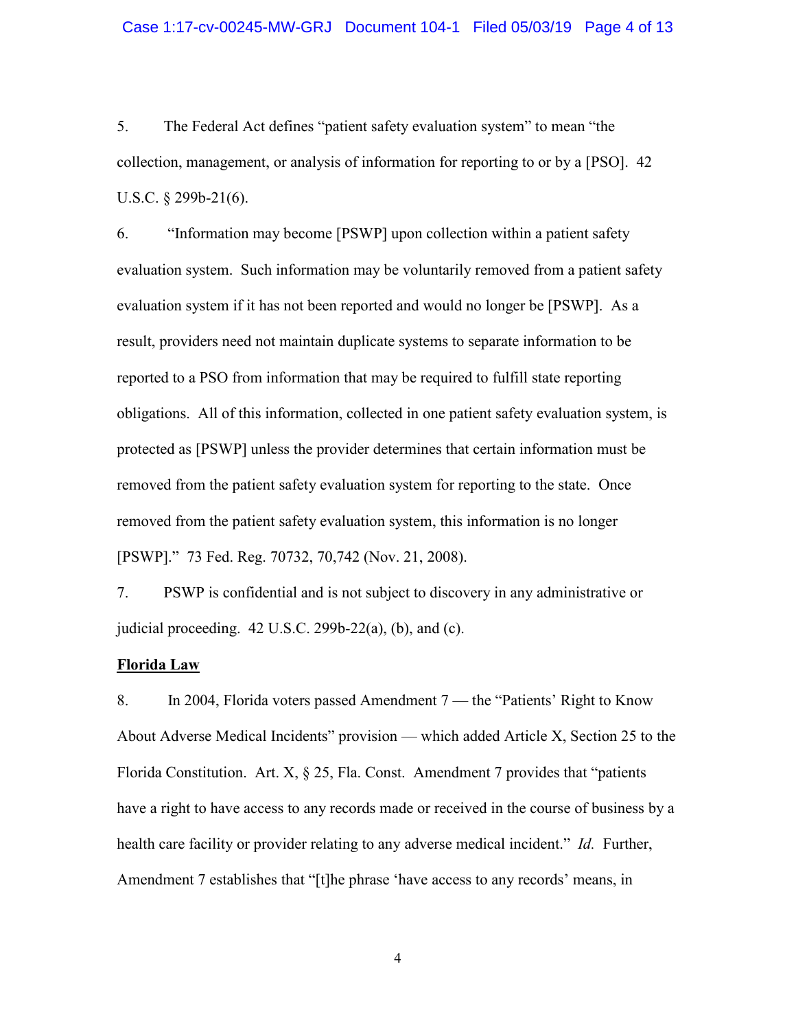5. The Federal Act defines "patient safety evaluation system" to mean "the collection, management, or analysis of information for reporting to or by a [PSO]. 42 U.S.C. § 299b-21(6).

6. "Information may become [PSWP] upon collection within a patient safety evaluation system. Such information may be voluntarily removed from a patient safety evaluation system if it has not been reported and would no longer be [PSWP]. As a result, providers need not maintain duplicate systems to separate information to be reported to a PSO from information that may be required to fulfill state reporting obligations. All of this information, collected in one patient safety evaluation system, is protected as [PSWP] unless the provider determines that certain information must be removed from the patient safety evaluation system for reporting to the state. Once removed from the patient safety evaluation system, this information is no longer [PSWP]." 73 Fed. Reg. 70732, 70,742 (Nov. 21, 2008).

7. PSWP is confidential and is not subject to discovery in any administrative or judicial proceeding. 42 U.S.C. 299b-22(a), (b), and (c).

**Florida Law**

8. In 2004, Florida voters passed Amendment 7 — the "Patients' Right to Know About Adverse Medical Incidents" provision — which added Article X, Section 25 to the Florida Constitution. Art. X, § 25, Fla. Const. Amendment 7 provides that "patients have a right to have access to any records made or received in the course of business by a health care facility or provider relating to any adverse medical incident." *Id.* Further, Amendment 7 establishes that "[t]he phrase 'have access to any records' means, in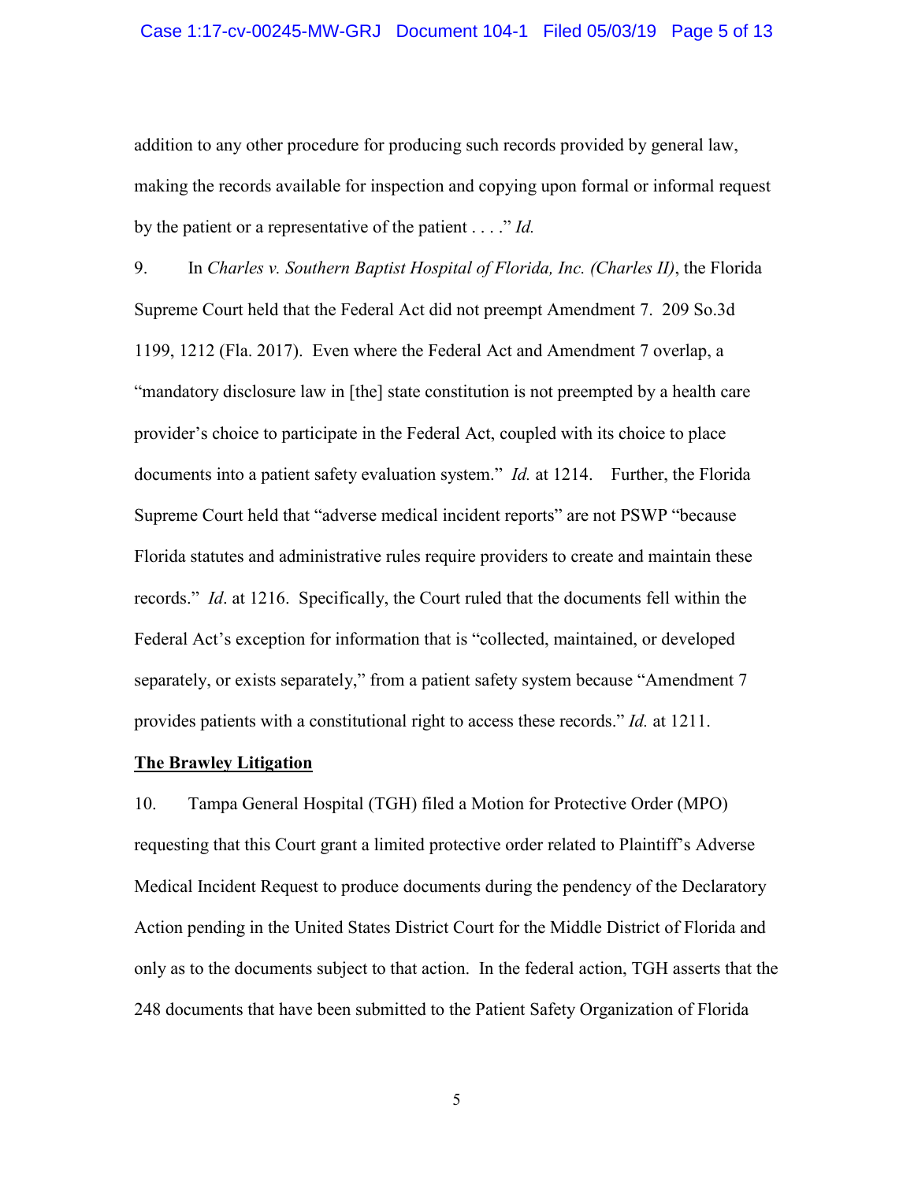addition to any other procedure for producing such records provided by general law, making the records available for inspection and copying upon formal or informal request by the patient or a representative of the patient . . . ." *Id.*

9. In *Charles v. Southern Baptist Hospital of Florida, Inc. (Charles II)*, the Florida Supreme Court held that the Federal Act did not preempt Amendment 7. 209 So.3d 1199, 1212 (Fla. 2017). Even where the Federal Act and Amendment 7 overlap, a "mandatory disclosure law in [the] state constitution is not preempted by a health care provider's choice to participate in the Federal Act, coupled with its choice to place documents into a patient safety evaluation system." *Id.* at 1214. Further, the Florida Supreme Court held that "adverse medical incident reports" are not PSWP "because Florida statutes and administrative rules require providers to create and maintain these records." *Id*. at 1216. Specifically, the Court ruled that the documents fell within the Federal Act's exception for information that is "collected, maintained, or developed separately, or exists separately," from a patient safety system because "Amendment 7 provides patients with a constitutional right to access these records." *Id.* at 1211.

**The Brawley Litigation**

10. Tampa General Hospital (TGH) filed a Motion for Protective Order (MPO) requesting that this Court grant a limited protective order related to Plaintiff's Adverse Medical Incident Request to produce documents during the pendency of the Declaratory Action pending in the United States District Court for the Middle District of Florida and only as to the documents subject to that action. In the federal action, TGH asserts that the 248 documents that have been submitted to the Patient Safety Organization of Florida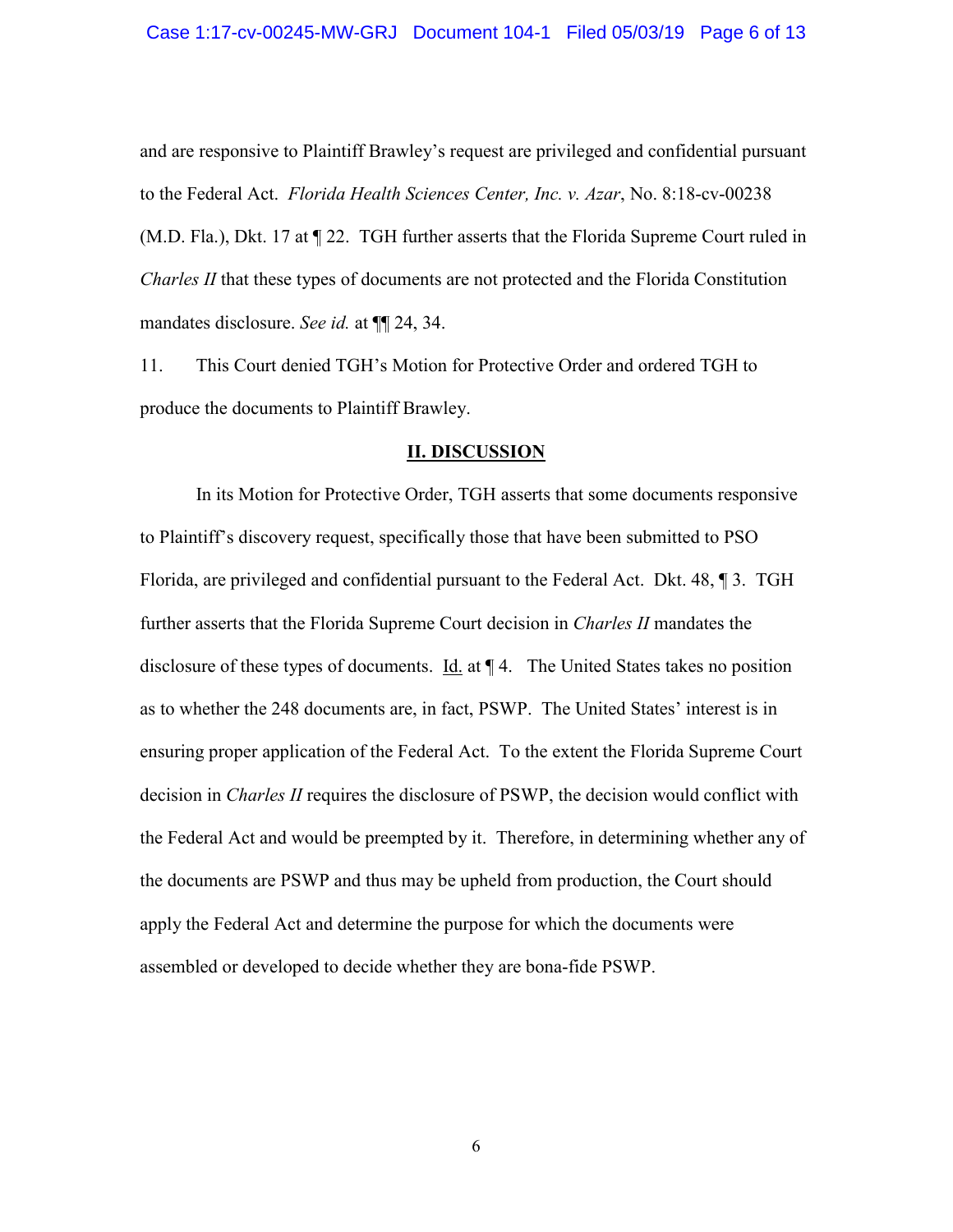and are responsive to Plaintiff Brawley's request are privileged and confidential pursuant to the Federal Act. *Florida Health Sciences Center, Inc. v. Azar*, No. 8:18-cv-00238 (M.D. Fla.), Dkt. 17 at ¶ 22. TGH further asserts that the Florida Supreme Court ruled in *Charles II* that these types of documents are not protected and the Florida Constitution mandates disclosure. *See id.* at ¶¶ 24, 34.

11. This Court denied TGH's Motion for Protective Order and ordered TGH to produce the documents to Plaintiff Brawley.

## II. DISCUSSION

In its Motion for Protective Order, TGH asserts that some documents responsive to Plaintiff's discovery request, specifically those that have been submitted to PSO Florida, are privileged and confidential pursuant to the Federal Act. Dkt. 48, ¶ 3. TGH further asserts that the Florida Supreme Court decision in *Charles II* mandates the disclosure of these types of documents. Id. at ¶ 4. The United States takes no position as to whether the 248 documents are, in fact, PSWP. The United States' interest is in ensuring proper application of the Federal Act. To the extent the Florida Supreme Court decision in *Charles II* requires the disclosure of PSWP, the decision would conflict with the Federal Act and would be preempted by it. Therefore, in determining whether any of the documents are PSWP and thus may be upheld from production, the Court should apply the Federal Act and determine the purpose for which the documents were assembled or developed to decide whether they are bona-fide PSWP.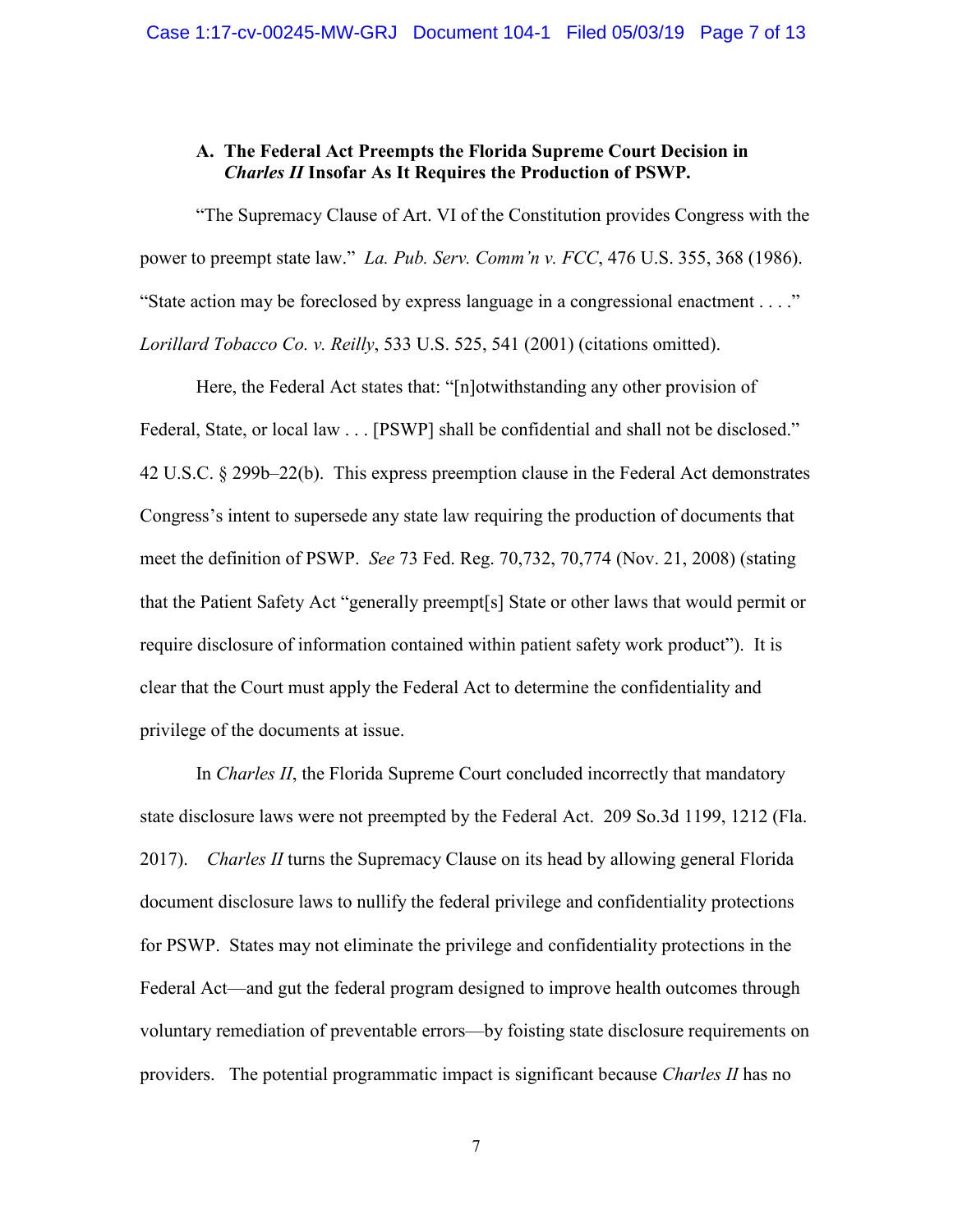### A. The Federal Act Preempts the Florida Supreme Court Decision in *Charles II* Insofar As It Requires the Production of PSWP.

"The Supremacy Clause of Art. VI of the Constitution provides Congress with the power to preempt state law." *La. Pub. Serv. Comm'n v. FCC*, 476 U.S. 355, 368 (1986). "State action may be foreclosed by express language in a congressional enactment . . . ." *Lorillard Tobacco Co. v. Reilly*, 533 U.S. 525, 541 (2001) (citations omitted).

Here, the Federal Act states that: "[n]otwithstanding any other provision of Federal, State, or local law . . . [PSWP] shall be confidential and shall not be disclosed." 42 U.S.C. § 299b–22(b). This express preemption clause in the Federal Act demonstrates Congress's intent to supersede any state law requiring the production of documents that meet the definition of PSWP. *See* 73 Fed. Reg. 70,732, 70,774 (Nov. 21, 2008) (stating that the Patient Safety Act "generally preempt[s] State or other laws that would permit or require disclosure of information contained within patient safety work product"). It is clear that the Court must apply the Federal Act to determine the confidentiality and privilege of the documents at issue.

In *Charles II*, the Florida Supreme Court concluded incorrectly that mandatory state disclosure laws were not preempted by the Federal Act. 209 So.3d 1199, 1212 (Fla. 2017). *Charles II* turns the Supremacy Clause on its head by allowing general Florida document disclosure laws to nullify the federal privilege and confidentiality protections for PSWP. States may not eliminate the privilege and confidentiality protections in the Federal Act—and gut the federal program designed to improve health outcomes through voluntary remediation of preventable errors—by foisting state disclosure requirements on providers. The potential programmatic impact is significant because *Charles II* has no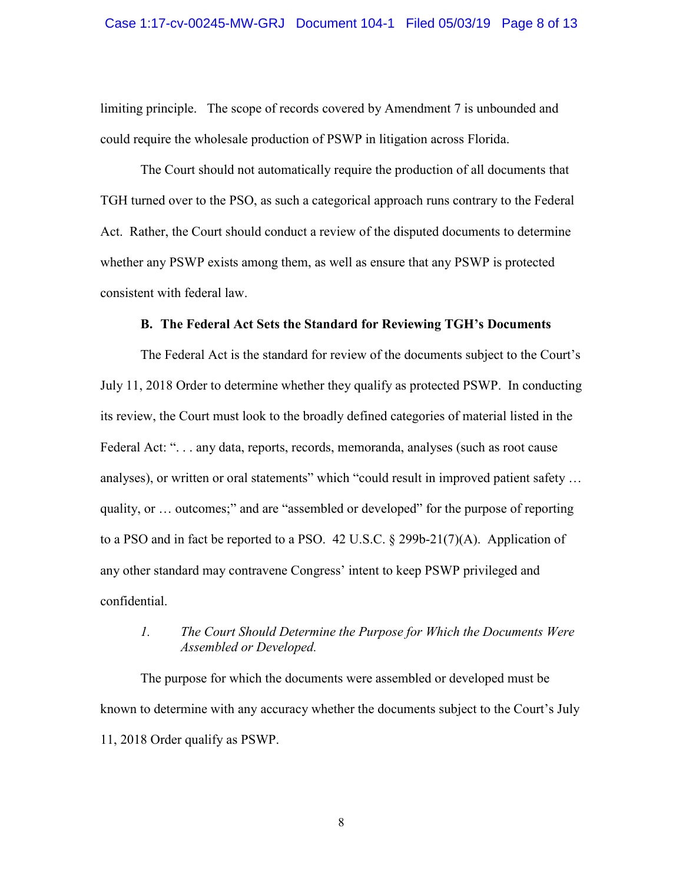limiting principle. The scope of records covered by Amendment 7 is unbounded and could require the wholesale production of PSWP in litigation across Florida.

The Court should not automatically require the production of all documents that TGH turned over to the PSO, as such a categorical approach runs contrary to the Federal Act. Rather, the Court should conduct a review of the disputed documents to determine whether any PSWP exists among them, as well as ensure that any PSWP is protected consistent with federal law.

### B. The Federal Act Sets the Standard for Reviewing TGH's Documents

The Federal Act is the standard for review of the documents subject to the Court's July 11, 2018 Order to determine whether they qualify as protected PSWP. In conducting its review, the Court must look to the broadly defined categories of material listed in the Federal Act: ". . . any data, reports, records, memoranda, analyses (such as root cause analyses), or written or oral statements" which "could result in improved patient safety … quality, or … outcomes;" and are "assembled or developed" for the purpose of reporting to a PSO and in fact be reported to a PSO. 42 U.S.C. § 299b-21(7)(A). Application of any other standard may contravene Congress' intent to keep PSWP privileged and confidential.

#### 1. *The Court Should Determine the Purpose for Which the Documents Were Assembled or Developed.*

The purpose for which the documents were assembled or developed must be known to determine with any accuracy whether the documents subject to the Court's July 11, 2018 Order qualify as PSWP.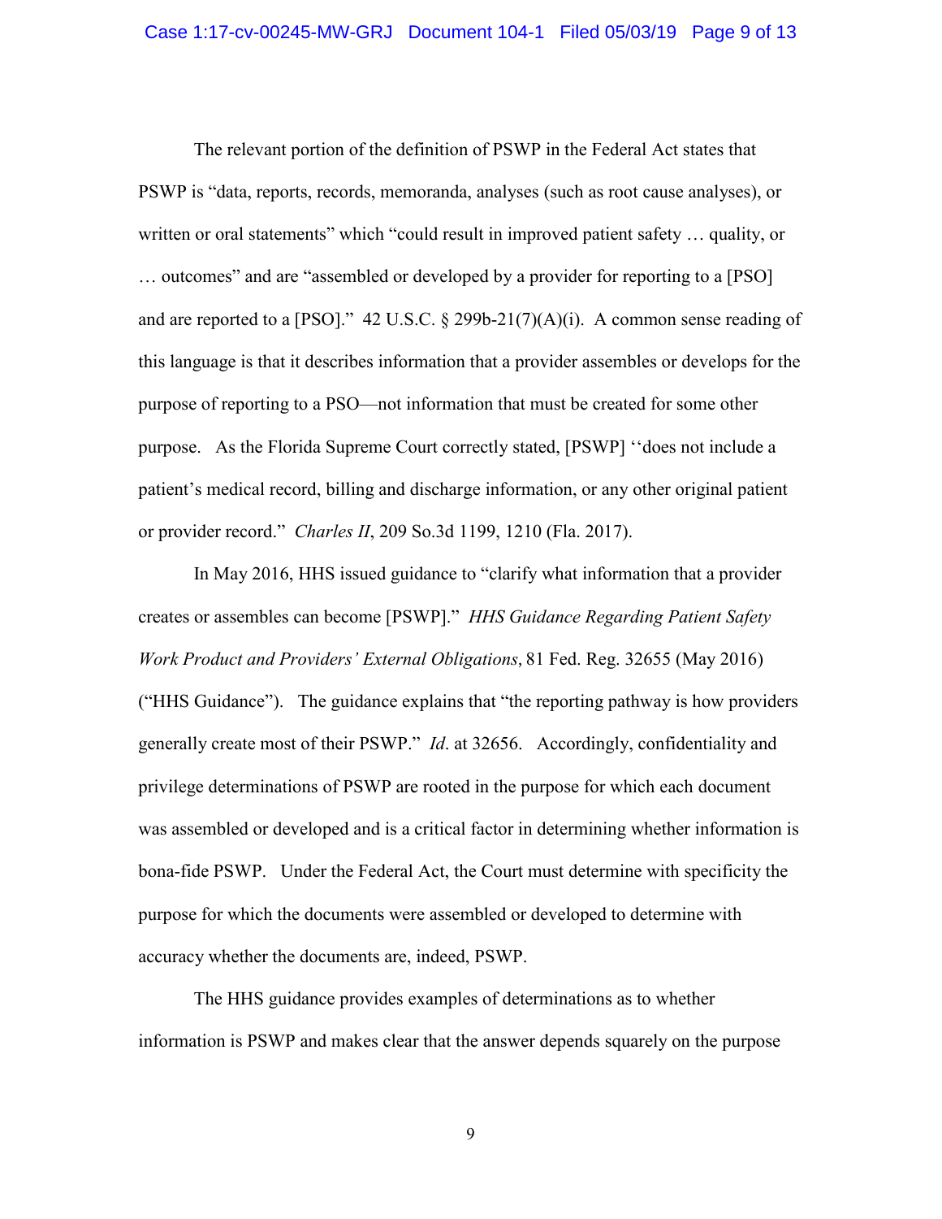The relevant portion of the definition of PSWP in the Federal Act states that PSWP is "data, reports, records, memoranda, analyses (such as root cause analyses), or written or oral statements" which "could result in improved patient safety … quality, or … outcomes" and are "assembled or developed by a provider for reporting to a [PSO] and are reported to a [PSO]." 42 U.S.C. § 299b-21(7)(A)(i). A common sense reading of this language is that it describes information that a provider assembles or develops for the purpose of reporting to a PSO—not information that must be created for some other purpose. As the Florida Supreme Court correctly stated, [PSWP] ''does not include a patient's medical record, billing and discharge information, or any other original patient or provider record." *Charles II*, 209 So.3d 1199, 1210 (Fla. 2017).

In May 2016, HHS issued guidance to "clarify what information that a provider creates or assembles can become [PSWP]." *HHS Guidance Regarding Patient Safety Work Product and Providers' External Obligations*, 81 Fed. Reg. 32655 (May 2016) ("HHS Guidance"). The guidance explains that "the reporting pathway is how providers generally create most of their PSWP." *Id*. at 32656. Accordingly, confidentiality and privilege determinations of PSWP are rooted in the purpose for which each document was assembled or developed and is a critical factor in determining whether information is bona-fide PSWP. Under the Federal Act, the Court must determine with specificity the purpose for which the documents were assembled or developed to determine with accuracy whether the documents are, indeed, PSWP.

The HHS guidance provides examples of determinations as to whether information is PSWP and makes clear that the answer depends squarely on the purpose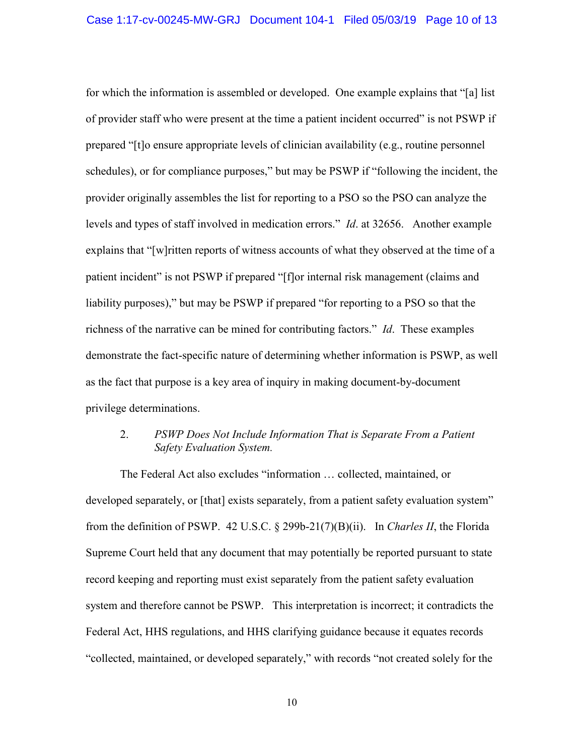for which the information is assembled or developed. One example explains that "[a] list of provider staff who were present at the time a patient incident occurred" is not PSWP if prepared "[t]o ensure appropriate levels of clinician availability (e.g., routine personnel schedules), or for compliance purposes," but may be PSWP if "following the incident, the provider originally assembles the list for reporting to a PSO so the PSO can analyze the levels and types of staff involved in medication errors." *Id*. at 32656. Another example explains that "[w]ritten reports of witness accounts of what they observed at the time of a patient incident" is not PSWP if prepared "[f]or internal risk management (claims and liability purposes)," but may be PSWP if prepared "for reporting to a PSO so that the richness of the narrative can be mined for contributing factors." *Id*. These examples demonstrate the fact-specific nature of determining whether information is PSWP, as well as the fact that purpose is a key area of inquiry in making document-by-document privilege determinations.

2. *PSWP Does Not Include Information That is Separate From a Patient Safety Evaluation System.*

The Federal Act also excludes "information … collected, maintained, or developed separately, or [that] exists separately, from a patient safety evaluation system" from the definition of PSWP. 42 U.S.C. § 299b-21(7)(B)(ii). In *Charles II*, the Florida Supreme Court held that any document that may potentially be reported pursuant to state record keeping and reporting must exist separately from the patient safety evaluation system and therefore cannot be PSWP. This interpretation is incorrect; it contradicts the Federal Act, HHS regulations, and HHS clarifying guidance because it equates records "collected, maintained, or developed separately," with records "not created solely for the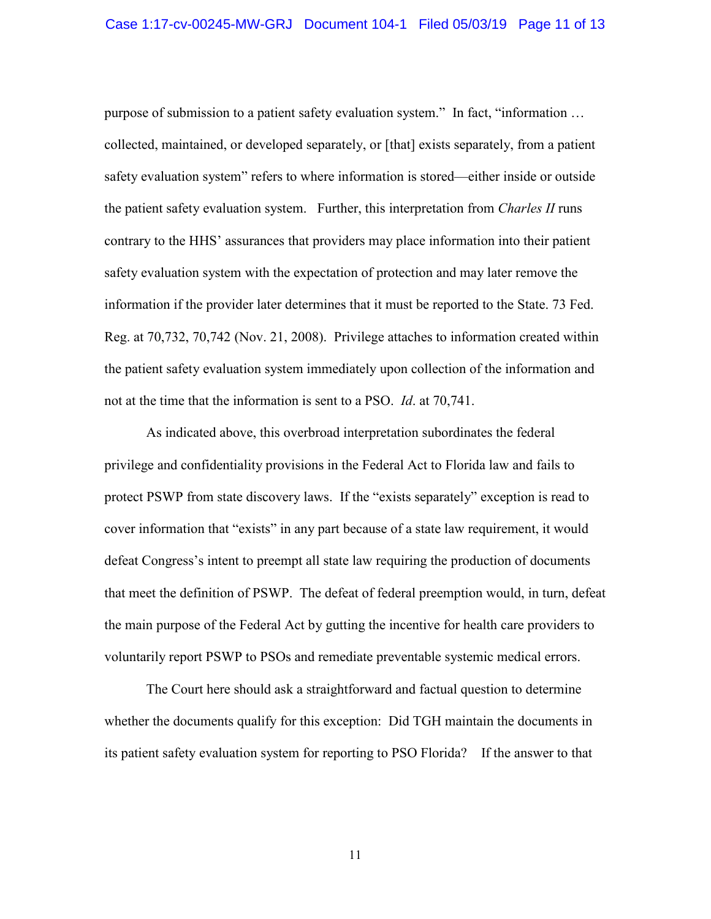purpose of submission to a patient safety evaluation system." In fact, "information … collected, maintained, or developed separately, or [that] exists separately, from a patient safety evaluation system" refers to where information is stored—either inside or outside the patient safety evaluation system. Further, this interpretation from *Charles II* runs contrary to the HHS' assurances that providers may place information into their patient safety evaluation system with the expectation of protection and may later remove the information if the provider later determines that it must be reported to the State. 73 Fed. Reg. at 70,732, 70,742 (Nov. 21, 2008). Privilege attaches to information created within the patient safety evaluation system immediately upon collection of the information and not at the time that the information is sent to a PSO. *Id*. at 70,741.

As indicated above, this overbroad interpretation subordinates the federal privilege and confidentiality provisions in the Federal Act to Florida law and fails to protect PSWP from state discovery laws. If the "exists separately" exception is read to cover information that "exists" in any part because of a state law requirement, it would defeat Congress's intent to preempt all state law requiring the production of documents that meet the definition of PSWP. The defeat of federal preemption would, in turn, defeat the main purpose of the Federal Act by gutting the incentive for health care providers to voluntarily report PSWP to PSOs and remediate preventable systemic medical errors.

The Court here should ask a straightforward and factual question to determine whether the documents qualify for this exception: Did TGH maintain the documents in its patient safety evaluation system for reporting to PSO Florida? If the answer to that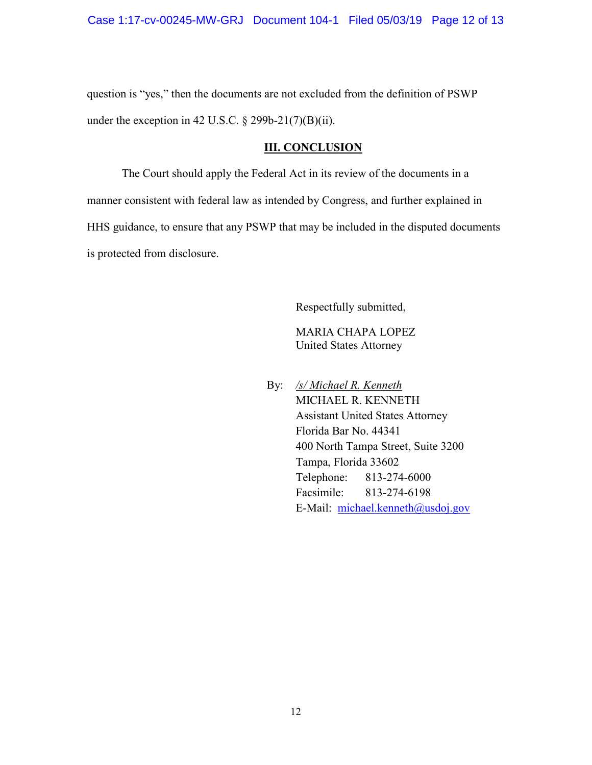question is “yes,” then the documents are not excluded from the definition of PSWP under the exception in 42 U.S.C. § 299b-21(7)(B)(ii).

## III. CONCLUSION

The Court should apply the Federal Act in its review of the documents in a manner consistent with federal law as intended by Congress, and further explained in HHS guidance, to ensure that any PSWP that may be included in the disputed documents is protected from disclosure.

Respectfully submitted,

MARIA CHAPA LOPEZ
United States Attorney

By: */s/ Michael R. Kenneth*
MICHAEL R. KENNETH
Assistant United States Attorney
Florida Bar No. 44341
400 North Tampa Street, Suite 3200
Tampa, Florida 33602
Telephone: 813-274-6000
Facsimile: 813-274-6198
E-Mail: michael.kenneth@usdoj.gov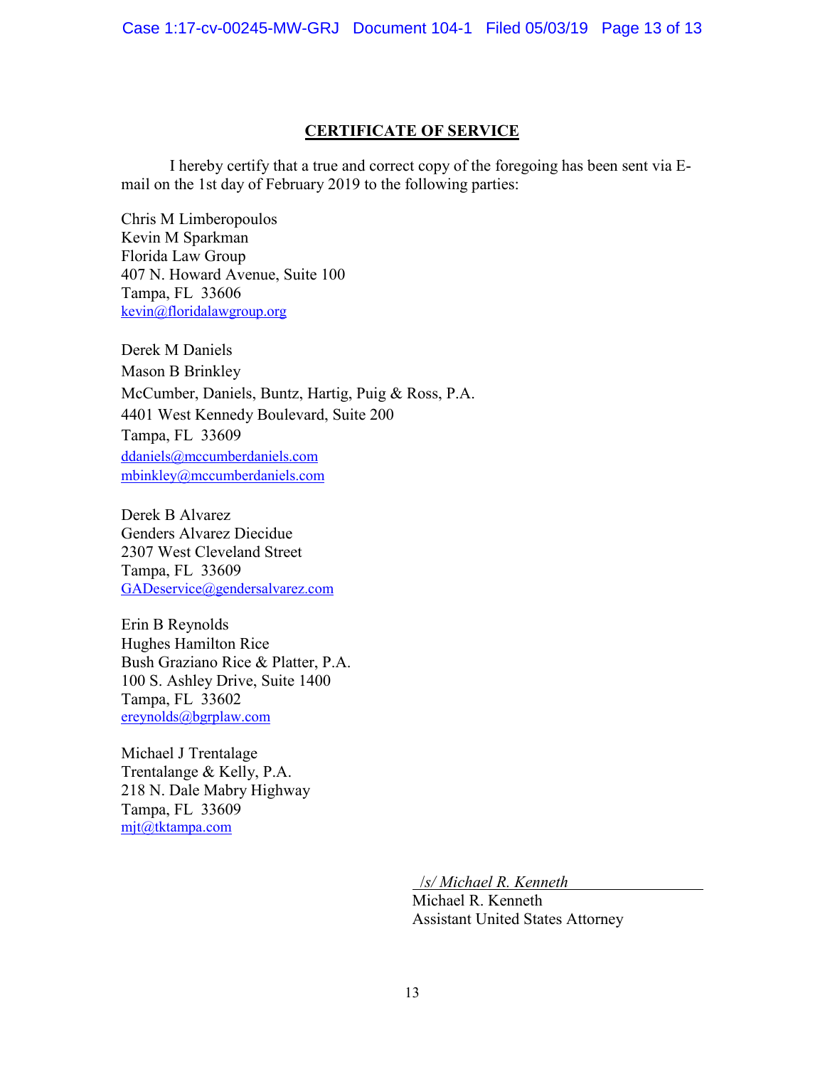## CERTIFICATE OF SERVICE

I hereby certify that a true and correct copy of the foregoing has been sent via E-mail on the 1st day of February 2019 to the following parties:

Chris M Limberopoulos
Kevin M Sparkman
Florida Law Group
407 N. Howard Avenue, Suite 100
Tampa, FL 33606
kevin@floridalawgroup.org

Derek M Daniels
Mason B Brinkley
McCumber, Daniels, Buntz, Hartig, Puig & Ross, P.A.
4401 West Kennedy Boulevard, Suite 200
Tampa, FL 33609
ddaniels@mccumberdaniels.com
mbinkley@mccumberdaniels.com

Derek B Alvarez
Genders Alvarez Diecidue
2307 West Cleveland Street
Tampa, FL 33609
GADeservice@gendersalvarez.com

Erin B Reynolds
Hughes Hamilton Rice
Bush Graziano Rice & Platter, P.A.
100 S. Ashley Drive, Suite 1400
Tampa, FL 33602
ereynolds@bgrplaw.com

Michael J Trentalage
Trentalange & Kelly, P.A.
218 N. Dale Mabry Highway
Tampa, FL 33609
mjt@tktampa.com

*/s/ Michael R. Kenneth*
Michael R. Kenneth
Assistant United States Attorney